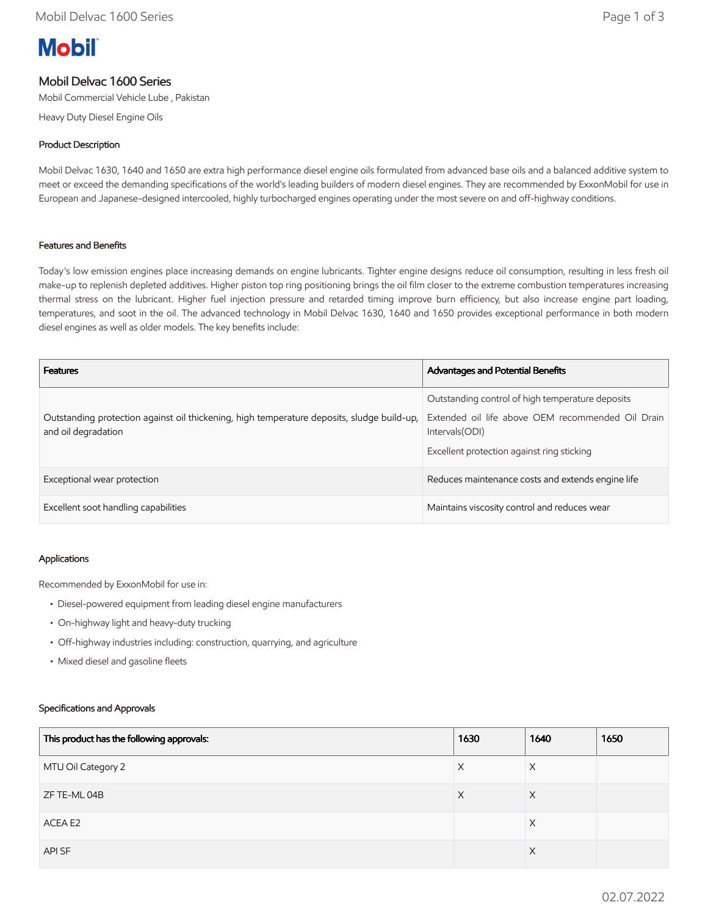# Mobil

## Mobil Delvac 1600 Series

Mobil Commercial Vehicle Lube , Pakistan

Heavy Duty Diesel Engine Oils

### Product Description

Mobil Delvac 1630, 1640 and 1650 are extra high performance diesel engine oils formulated from advanced base oils and a balanced additive system to meet or exceed the demanding specifications of the world's leading builders of modern diesel engines. They are recommended by ExxonMobil for use in European and Japanese-designed intercooled, highly turbocharged engines operating under the most severe on and off-highway conditions.

### Features and Benefits

Today's low emission engines place increasing demands on engine lubricants. Tighter engine designs reduce oil consumption, resulting in less fresh oil make-up to replenish depleted additives. Higher piston top ring positioning brings the oil film closer to the extreme combustion temperatures increasing thermal stress on the lubricant. Higher fuel injection pressure and retarded timing improve burn efficiency, but also increase engine part loading, temperatures, and soot in the oil. The advanced technology in Mobil Delvac 1630, 1640 and 1650 provides exceptional performance in both modern diesel engines as well as older models. The key benefits include:

| Features | Advantages and Potential Benefits |
|---|---|
| Outstanding protection against oil thickening, high temperature deposits, sludge build-up, and oil degradation | Outstanding control of high temperature deposits<br>Extended oil life above OEM recommended Oil Drain Intervals(ODI)<br>Excellent protection against ring sticking |
| Exceptional wear protection | Reduces maintenance costs and extends engine life |
| Excellent soot handling capabilities | Maintains viscosity control and reduces wear |

### Applications

Recommended by ExxonMobil for use in:

- Diesel-powered equipment from leading diesel engine manufacturers
- On-highway light and heavy-duty trucking
- Off-highway industries including: construction, quarrying, and agriculture
- Mixed diesel and gasoline fleets

### Specifications and Approvals

| This product has the following approvals: | 1630 | 1640 | 1650 |
|---|---|---|---|
| MTU Oil Category 2 | X | X | |
| ZF TE-ML 04B | X | X | |
| ACEA E2 | | X | |
| API SF | | X | |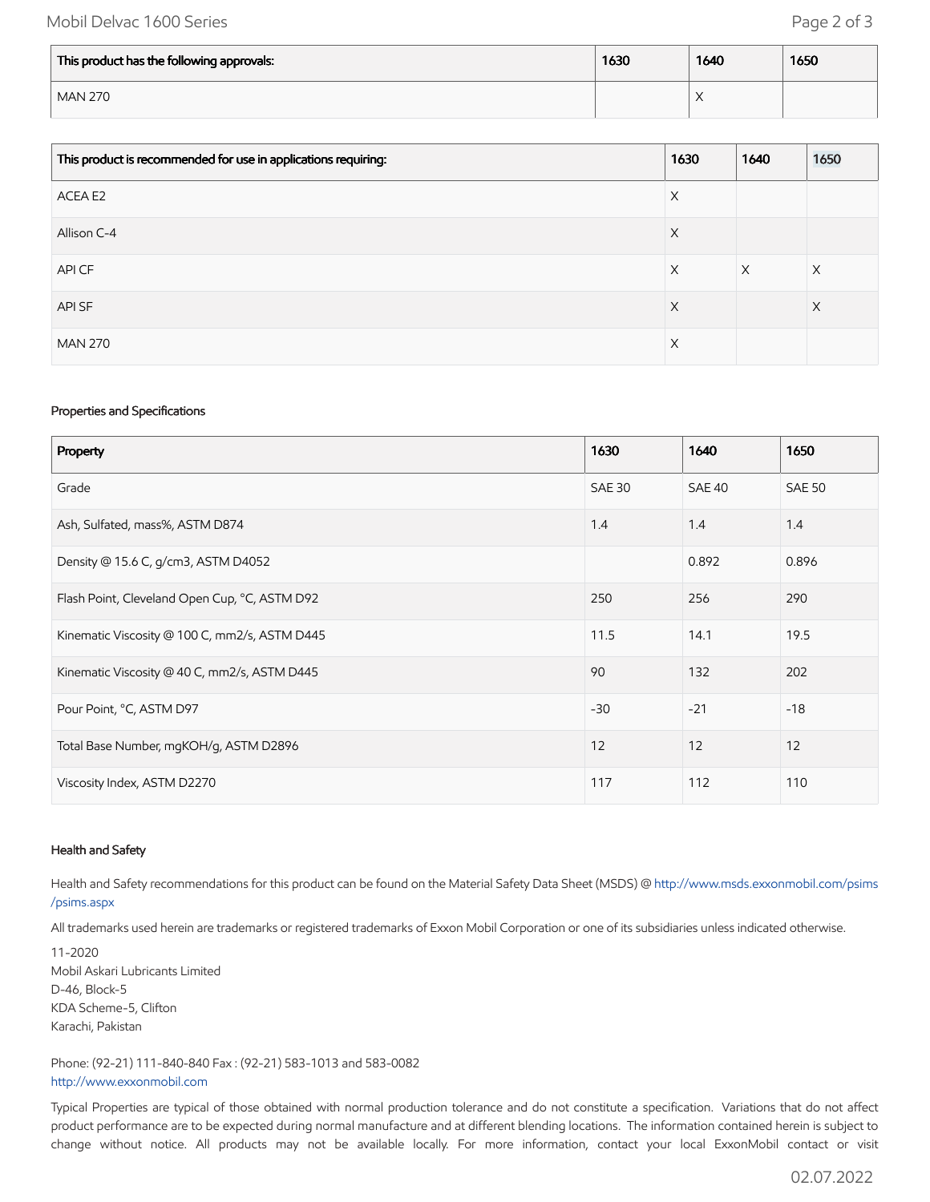| This product has the following approvals: | 1630 | 1640 | 1650 |
|---|---|---|---|
| MAN 270 | | X | |

| This product is recommended for use in applications requiring: | 1630 | 1640 | 1650 |
|---|---|---|---|
| ACEA E2 | X | | |
| Allison C-4 | X | | |
| API CF | X | X | X |
| API SF | X | | X |
| MAN 270 | X | | |

### Properties and Specifications

| Property | 1630 | 1640 | 1650 |
|---|---|---|---|
| Grade | SAE 30 | SAE 40 | SAE 50 |
| Ash, Sulfated, mass%, ASTM D874 | 1.4 | 1.4 | 1.4 |
| Density @ 15.6 C, g/cm3, ASTM D4052 | | 0.892 | 0.896 |
| Flash Point, Cleveland Open Cup, °C, ASTM D92 | 250 | 256 | 290 |
| Kinematic Viscosity @ 100 C, mm2/s, ASTM D445 | 11.5 | 14.1 | 19.5 |
| Kinematic Viscosity @ 40 C, mm2/s, ASTM D445 | 90 | 132 | 202 |
| Pour Point, °C, ASTM D97 | -30 | -21 | -18 |
| Total Base Number, mgKOH/g, ASTM D2896 | 12 | 12 | 12 |
| Viscosity Index, ASTM D2270 | 117 | 112 | 110 |

### Health and Safety

Health and Safety recommendations for this product can be found on the Material Safety Data Sheet (MSDS) @ http://www.msds.exxonmobil.com/psims/psims.aspx

All trademarks used herein are trademarks or registered trademarks of Exxon Mobil Corporation or one of its subsidiaries unless indicated otherwise.

11-2020
Mobil Askari Lubricants Limited
D-46, Block-5
KDA Scheme-5, Clifton
Karachi, Pakistan

Phone: (92-21) 111-840-840 Fax : (92-21) 583-1013 and 583-0082
http://www.exxonmobil.com

Typical Properties are typical of those obtained with normal production tolerance and do not constitute a specification. Variations that do not affect product performance are to be expected during normal manufacture and at different blending locations. The information contained herein is subject to change without notice. All products may not be available locally. For more information, contact your local ExxonMobil contact or visit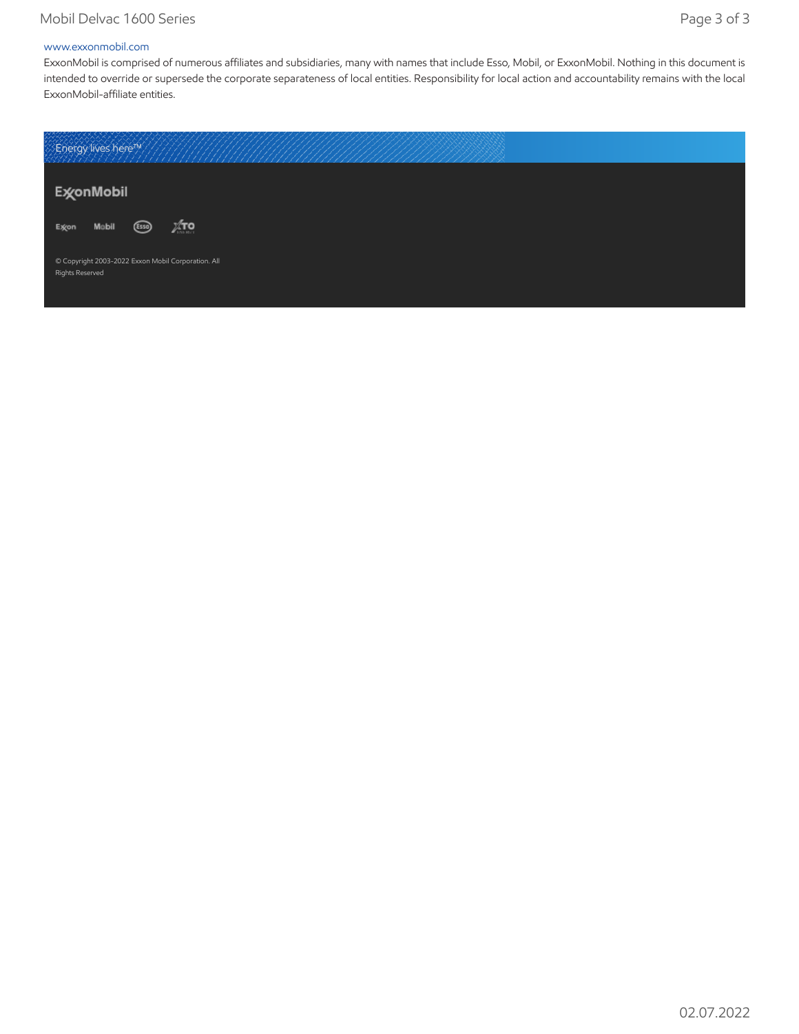www.exxonmobil.com

ExxonMobil is comprised of numerous affiliates and subsidiaries, many with names that include Esso, Mobil, or ExxonMobil. Nothing in this document is intended to override or supersede the corporate separateness of local entities. Responsibility for local action and accountability remains with the local ExxonMobil-affiliate entities.

Energy lives here™

ExxonMobil

Exxon Mobil Esso XTO

© Copyright 2003-2022 Exxon Mobil Corporation. All Rights Reserved